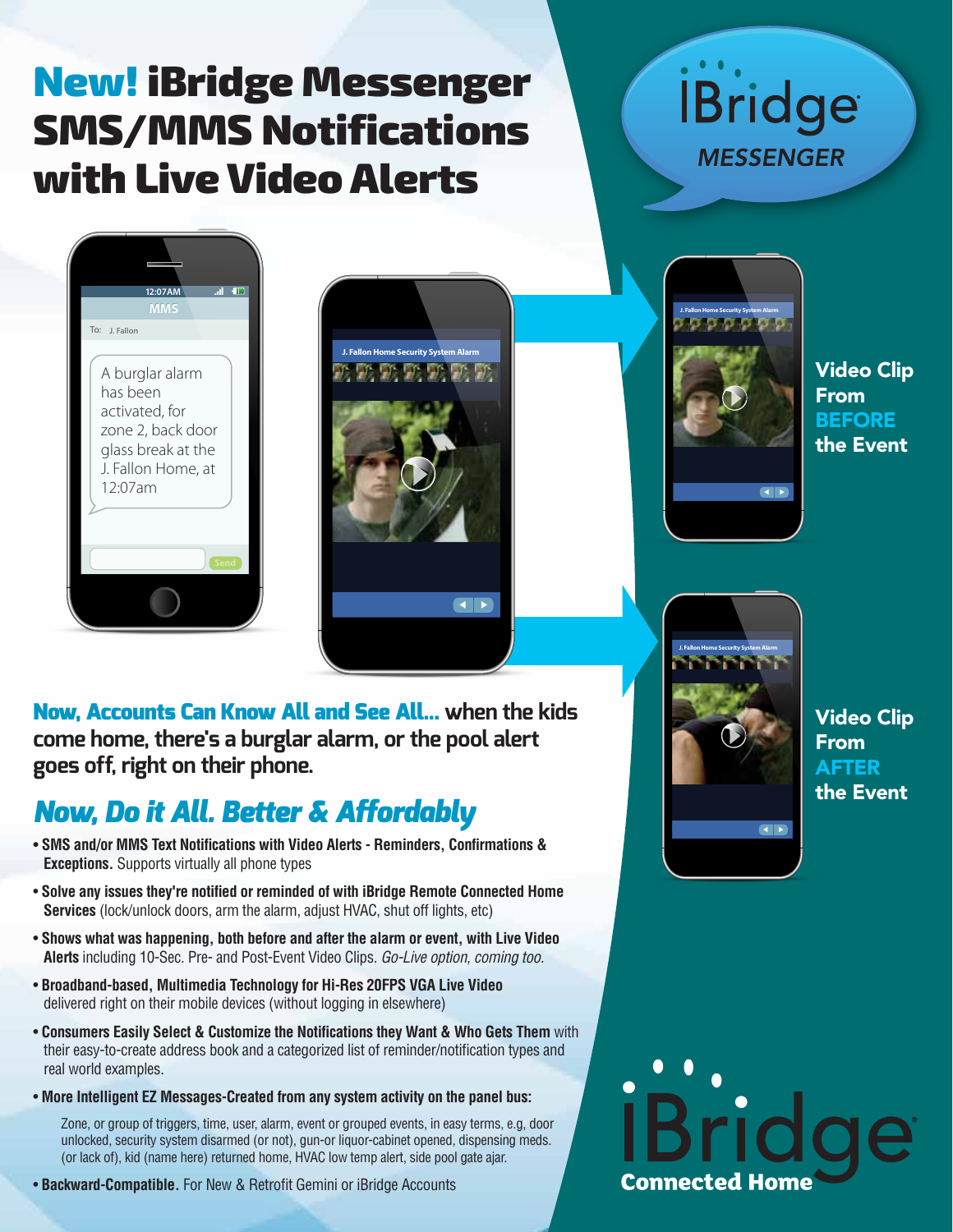# New! iBridge Messenger SMS/MMS Notifications with Live Video Alerts

iBridge MESSENGER

A burglar alarm has been activated, for zone 2, back door glass break at the J. Fallon Home, at 12:07am

J. Fallon Home Security System Alarm

**Video Clip From BEFORE the Event**

**Video Clip From AFTER the Event**

**Now, Accounts Can Know All and See All...** when the kids come home, there's a burglar alarm, or the pool alert goes off, right on their phone.

## *Now, Do it All. Better & Affordably*

- **SMS and/or MMS Text Notifications with Video Alerts - Reminders, Confirmations & Exceptions.** Supports virtually all phone types
- **Solve any issues they're notified or reminded of with iBridge Remote Connected Home Services** (lock/unlock doors, arm the alarm, adjust HVAC, shut off lights, etc)
- **Shows what was happening, both before and after the alarm or event, with Live Video Alerts** including 10-Sec. Pre- and Post-Event Video Clips. *Go-Live option, coming too.*
- **Broadband-based, Multimedia Technology for Hi-Res 20FPS VGA Live Video** delivered right on their mobile devices (without logging in elsewhere)
- **Consumers Easily Select & Customize the Notifications they Want & Who Gets Them** with their easy-to-create address book and a categorized list of reminder/notification types and real world examples.
- **More Intelligent EZ Messages-Created from any system activity on the panel bus:**

  Zone, or group of triggers, time, user, alarm, event or grouped events, in easy terms, e.g, door unlocked, security system disarmed (or not), gun-or liquor-cabinet opened, dispensing meds. (or lack of), kid (name here) returned home, HVAC low temp alert, side pool gate ajar.
- **Backward-Compatible.** For New & Retrofit Gemini or iBridge Accounts

iBridge Connected Home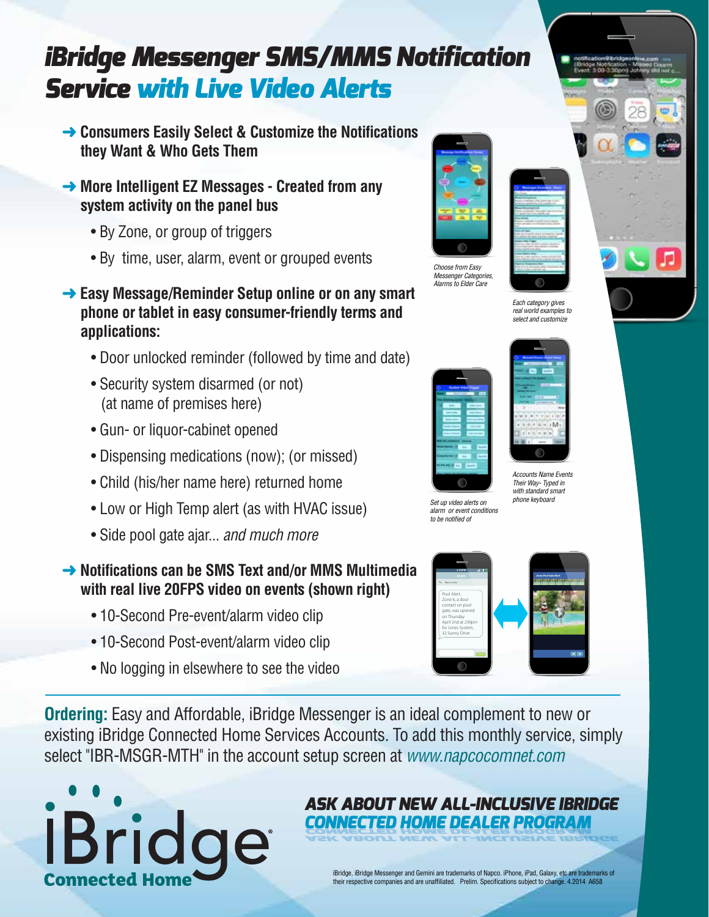# iBridge Messenger SMS/MMS Notification Service *with Live Video Alerts*

- **Consumers Easily Select & Customize the Notifications they Want & Who Gets Them**
- **More Intelligent EZ Messages - Created from any system activity on the panel bus**
  - By Zone, or group of triggers
  - By time, user, alarm, event or grouped events
- **Easy Message/Reminder Setup online or on any smart phone or tablet in easy consumer-friendly terms and applications:**
  - Door unlocked reminder (followed by time and date)
  - Security system disarmed (or not) (at name of premises here)
  - Gun- or liquor-cabinet opened
  - Dispensing medications (now); (or missed)
  - Child (his/her name here) returned home
  - Low or High Temp alert (as with HVAC issue)
  - Side pool gate ajar... *and much more*
- **Notifications can be SMS Text and/or MMS Multimedia with real live 20FPS video on events (shown right)**
  - 10-Second Pre-event/alarm video clip
  - 10-Second Post-event/alarm video clip
  - No logging in elsewhere to see the video

*Choose from Easy Messenger Categories, Alarms to Elder Care*

*Each category gives real world examples to select and customize*

*Set up video alerts on alarm or event conditions to be notified of*

*Accounts Name Events Their Way- Typed in with standard smart phone keyboard*

**Ordering:** Easy and Affordable, iBridge Messenger is an ideal complement to new or existing iBridge Connected Home Services Accounts. To add this monthly service, simply select "IBR-MSGR-MTH" in the account setup screen at *www.napcocomnet.com*

iBridge® Connected Home

## ASK ABOUT NEW ALL-INCLUSIVE IBRIDGE CONNECTED HOME DEALER PROGRAM

iBridge, iBridge Messenger and Gemini are trademarks of Napco. iPhone, iPad, Galaxy, etc are trademarks of their respective companies and are unaffiliated. Prelim. Specifications subject to change. 4.2014 A658